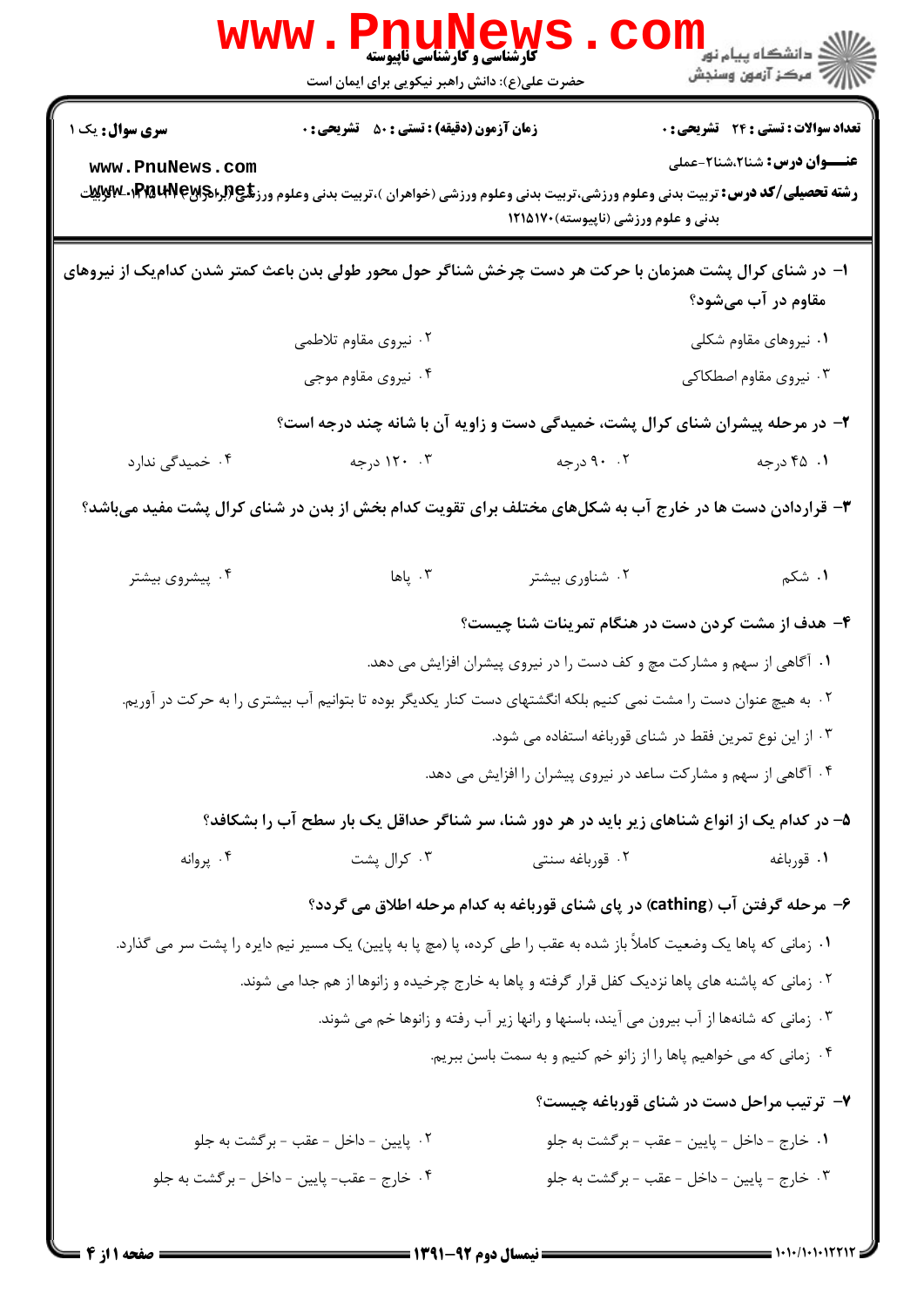**سری سوال:** یک ۱

**زمان آزمون (دقیقه) : تستی : ۵۰ تشریحی : ۰**

**تعداد سوالات : تستی : ۲۴ تشریحی : ۰**

**عنـــوان درس:** شنا۲،شنا۲-عملی

**رشته تحصیلی/کد درس:** تربیت بدنی وعلوم ورزشی،تربیت بدنی وعلوم ورزشی (خواهران )،تربیت بدنی وعلوم ورزشی (برادران ) ۱۲۱۵۰۱۴ - ،تربیت بدنی و علوم ورزشی (ناپیوسته)۱۲۱۵۱۷۰

۱- در شنای کرال پشت همزمان با حرکت هر دست چرخش شناگر حول محور طولی بدن باعث کمتر شدن کدام‌یک از نیروهای مقاوم در آب می‌شود؟

۱. نیروهای مقاوم شکلی

۲. نیروی مقاوم تلاطمی

۳. نیروی مقاوم اصطکاکی

۴. نیروی مقاوم موجی

۲- در مرحله پیشران شنای کرال پشت، خمیدگی دست و زاویه آن با شانه چند درجه است؟

۱. ۴۵ درجه

۲. ۹۰ درجه

۳. ۱۲۰ درجه

۴. خمیدگی ندارد

۳- قراردادن دست ها در خارج آب به شکل‌های مختلف برای تقویت کدام بخش از بدن در شنای کرال پشت مفید می‌باشد؟

۱. شکم

۲. شناوری بیشتر

۳. پاها

۴. پیشروی بیشتر

۴- هدف از مشت کردن دست در هنگام تمرینات شنا چیست؟

۱. آگاهی از سهم و مشارکت مچ و کف دست را در نیروی پیشران افزایش می دهد.

۲. به هیچ عنوان دست را مشت نمی کنیم بلکه انگشتهای دست کنار یکدیگر بوده تا بتوانیم آب بیشتری را به حرکت در آوریم.

۳. از این نوع تمرین فقط در شنای قورباغه استفاده می شود.

۴. آگاهی از سهم و مشارکت ساعد در نیروی پیشران را افزایش می دهد.

۵- در کدام یک از انواع شناهای زیر باید در هر دور شنا، سر شناگر حداقل یک بار سطح آب را بشکافد؟

۱. قورباغه

۲. قورباغه سنتی

۳. کرال پشت

۴. پروانه

۶- مرحله گرفتن آب (cathing) در پای شنای قورباغه به کدام مرحله اطلاق می گردد؟

۱. زمانی که پاها یک وضعیت کاملاً باز شده به عقب را طی کرده، پا (مچ پا به پایین) یک مسیر نیم دایره را پشت سر می گذارد.

۲. زمانی که پاشنه های پاها نزدیک کفل قرار گرفته و پاها به خارج چرخیده و زانوها از هم جدا می شوند.

۳. زمانی که شانه‌ها از آب بیرون می آیند، باسنها و رانها زیر آب رفته و زانوها خم می شوند.

۴. زمانی که می خواهیم پاها را از زانو خم کنیم و به سمت باسن ببریم.

۷- ترتیب مراحل دست در شنای قورباغه چیست؟

۱. خارج - داخل - پایین - عقب - برگشت به جلو

۲. پایین - داخل - عقب - برگشت به جلو

۳. خارج - پایین - داخل - عقب - برگشت به جلو

۴. خارج - عقب- پایین - داخل - برگشت به جلو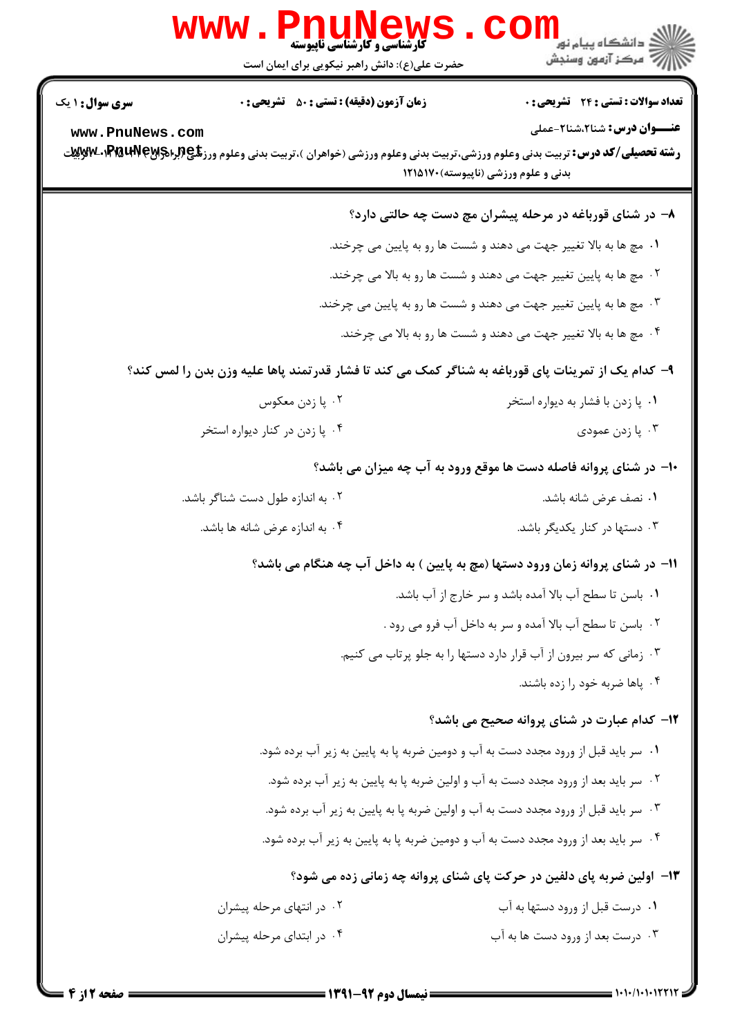۸- در شنای قورباغه در مرحله پیشران مچ دست چه حالتی دارد؟

۱. مچ ها به بالا تغییر جهت می دهند و شست ها رو به پایین می چرخند.

۲. مچ ها به پایین تغییر جهت می دهند و شست ها رو به بالا می چرخند.

۳. مچ ها به پایین تغییر جهت می دهند و شست ها رو به پایین می چرخند.

۴. مچ ها به بالا تغییر جهت می دهند و شست ها رو به بالا می چرخند.

۹- کدام یک از تمرینات پای قورباغه به شناگر کمک می کند تا فشار قدرتمند پاها علیه وزن بدن را لمس کند؟

۱. پا زدن با فشار به دیواره استخر

۲. پا زدن معکوس

۳. پا زدن عمودی

۴. پا زدن در کنار دیواره استخر

۱۰- در شنای پروانه فاصله دست ها موقع ورود به آب چه میزان می باشد؟

۱. نصف عرض شانه باشد.

۲. به اندازه طول دست شناگر باشد.

۳. دستها در کنار یکدیگر باشد.

۴. به اندازه عرض شانه ها باشد.

۱۱- در شنای پروانه زمان ورود دستها (مچ به پایین ) به داخل آب چه هنگام می باشد؟

۱. باسن تا سطح آب بالا آمده باشد و سر خارج از آب باشد.

۲. باسن تا سطح آب بالا آمده و سر به داخل آب فرو می رود .

۳. زمانی که سر بیرون از آب قرار دارد دستها را به جلو پرتاب می کنیم.

۴. پاها ضربه خود را زده باشند.

۱۲- کدام عبارت در شنای پروانه صحیح می باشد؟

۱. سر باید قبل از ورود مجدد دست به آب و دومین ضربه پا به پایین به زیر آب برده شود.

۲. سر باید بعد از ورود مجدد دست به آب و اولین ضربه پا به پایین به زیر آب برده شود.

۳. سر باید قبل از ورود مجدد دست به آب و اولین ضربه پا به پایین به زیر آب برده شود.

۴. سر باید بعد از ورود مجدد دست به آب و دومین ضربه پا به پایین به زیر آب برده شود.

۱۳- اولین ضربه پای دلفین در حرکت پای شنای پروانه چه زمانی زده می شود؟

۱. درست قبل از ورود دستها به آب

۲. در انتهای مرحله پیشران

۳. درست بعد از ورود دست ها به آب

۴. در ابتدای مرحله پیشران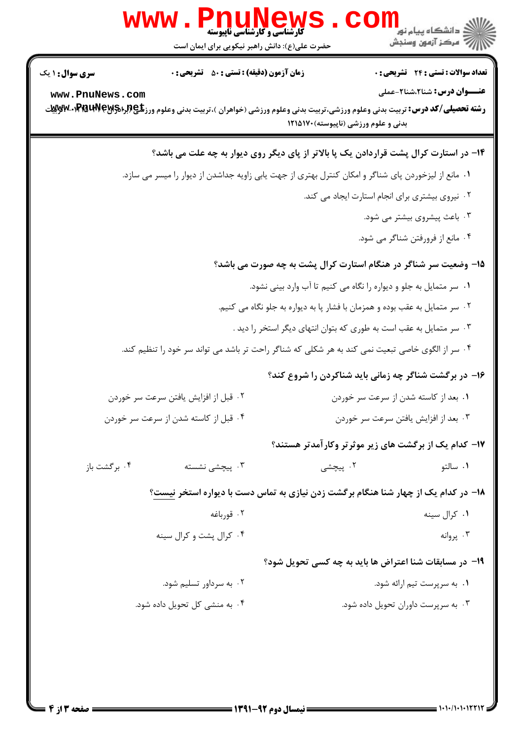۱۴- در استارت کرال پشت قراردادن یک پا بالاتر از پای دیگر روی دیوار به چه علت می باشد؟

۱. مانع از لیزخوردن پای شناگر و امکان کنترل بهتری از جهت یابی زاویه جداشدن از دیوار را میسر می سازد.

۲. نیروی بیشتری برای انجام استارت ایجاد می کند.

۳. باعث پیشروی بیشتر می شود.

۴. مانع از فرورفتن شناگر می شود.

۱۵- وضعیت سر شناگر در هنگام استارت کرال پشت به چه صورت می باشد؟

۱. سر متمایل به جلو و دیواره را نگاه می کنیم تا آب وارد بینی نشود.

۲. سر متمایل به عقب بوده و همزمان با فشار پا به دیواره به جلو نگاه می کنیم.

۳. سر متمایل به عقب است به طوری که بتوان انتهای دیگر استخر را دید .

۴. سر از الگوی خاصی تبعیت نمی کند به هر شکلی که شناگر راحت تر باشد می تواند سر خود را تنظیم کند.

۱۶- در برگشت شناگر چه زمانی باید شناکردن را شروع کند؟

۱. بعد از کاسته شدن از سرعت سر خوردن

۲. قبل از افزایش یافتن سرعت سر خوردن

۳. بعد از افزایش یافتن سرعت سر خوردن

۴. قبل از کاسته شدن از سرعت سر خوردن

۱۷- کدام یک از برگشت های زیر موثرتر وکارآمدتر هستند؟

۱. سالتو

۲. پیچشی

۳. پیچشی نشسته

۴. برگشت باز

۱۸- در کدام یک از چهار شنا هنگام برگشت زدن نیازی به تماس دست با دیواره استخر <u>نیست</u>؟

۱. کرال سینه

۲. قورباغه

۳. پروانه

۴. کرال پشت و کرال سینه

۱۹- در مسابقات شنا اعتراض ها باید به چه کسی تحویل شود؟

۱. به سرپرست تیم ارائه شود.

۲. به سرداور تسلیم شود.

۳. به سرپرست داوران تحویل داده شود.

۴. به منشی کل تحویل داده شود.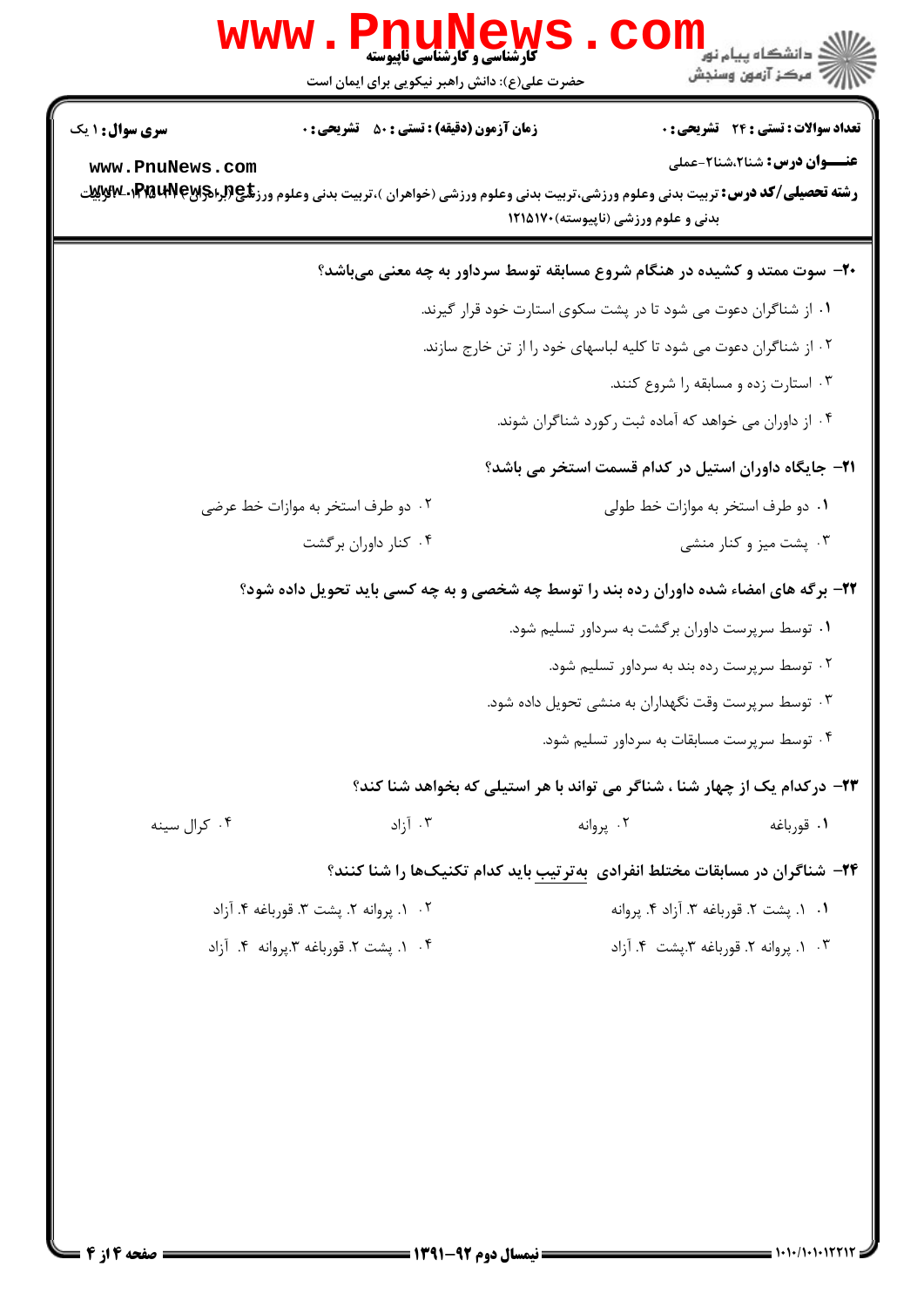**سری سوال:** ۱ یک

**زمان آزمون (دقیقه) : تستی :** ۵۰ **تشریحی :** ۰

**تعداد سوالات : تستی :** ۲۴ **تشریحی :** ۰

**عنـــوان درس:** شنا۲،شنا۲-عملی

**رشته تحصیلی/کد درس:** تربیت بدنی وعلوم ورزشی،تربیت بدنی وعلوم ورزشی (خواهران )،تربیت بدنی وعلوم ورزشی (برادران) ۱۲۱۵۰۰۱ - ،تربیت بدنی و علوم ورزشی (ناپیوسته)۱۲۱۵۱۷۰

**۲۰- سوت ممتد و کشیده در هنگام شروع مسابقه توسط سرداور به چه معنی می‌باشد؟**

۱. از شناگران دعوت می شود تا در پشت سکوی استارت خود قرار گیرند.

۲. از شناگران دعوت می شود تا کلیه لباسهای خود را از تن خارج سازند.

۳. استارت زده و مسابقه را شروع کنند.

۴. از داوران می خواهد که آماده ثبت رکورد شناگران شوند.

**۲۱- جایگاه داوران استیل در کدام قسمت استخر می باشد؟**

۱. دو طرف استخر به موازات خط طولی

۲. دو طرف استخر به موازات خط عرضی

۳. پشت میز و کنار منشی

۴. کنار داوران برگشت

**۲۲- برگه های امضاء شده داوران رده بند را توسط چه شخصی و به چه کسی باید تحویل داده شود؟**

۱. توسط سرپرست داوران برگشت به سرداور تسلیم شود.

۲. توسط سرپرست رده بند به سرداور تسلیم شود.

۳. توسط سرپرست وقت نگهداران به منشی تحویل داده شود.

۴. توسط سرپرست مسابقات به سرداور تسلیم شود.

**۲۳- درکدام یک از چهار شنا ، شناگر می تواند با هر استیلی که بخواهد شنا کند؟**

۱. قورباغه

۲. پروانه

۳. آزاد

۴. کرال سینه

**۲۴- شناگران در مسابقات مختلط انفرادی بترتیب باید کدام تکنیک‌ها را شنا کنند؟**

۱. ۱. پشت ۲. قورباغه ۳. آزاد ۴. پروانه

۲. ۱. پروانه ۲. پشت ۳. قورباغه ۴. آزاد

۳. ۱. پروانه ۲. قورباغه ۳.پشت ۴. آزاد

۴. ۱. پشت ۲. قورباغه ۳.پروانه ۴. آزاد